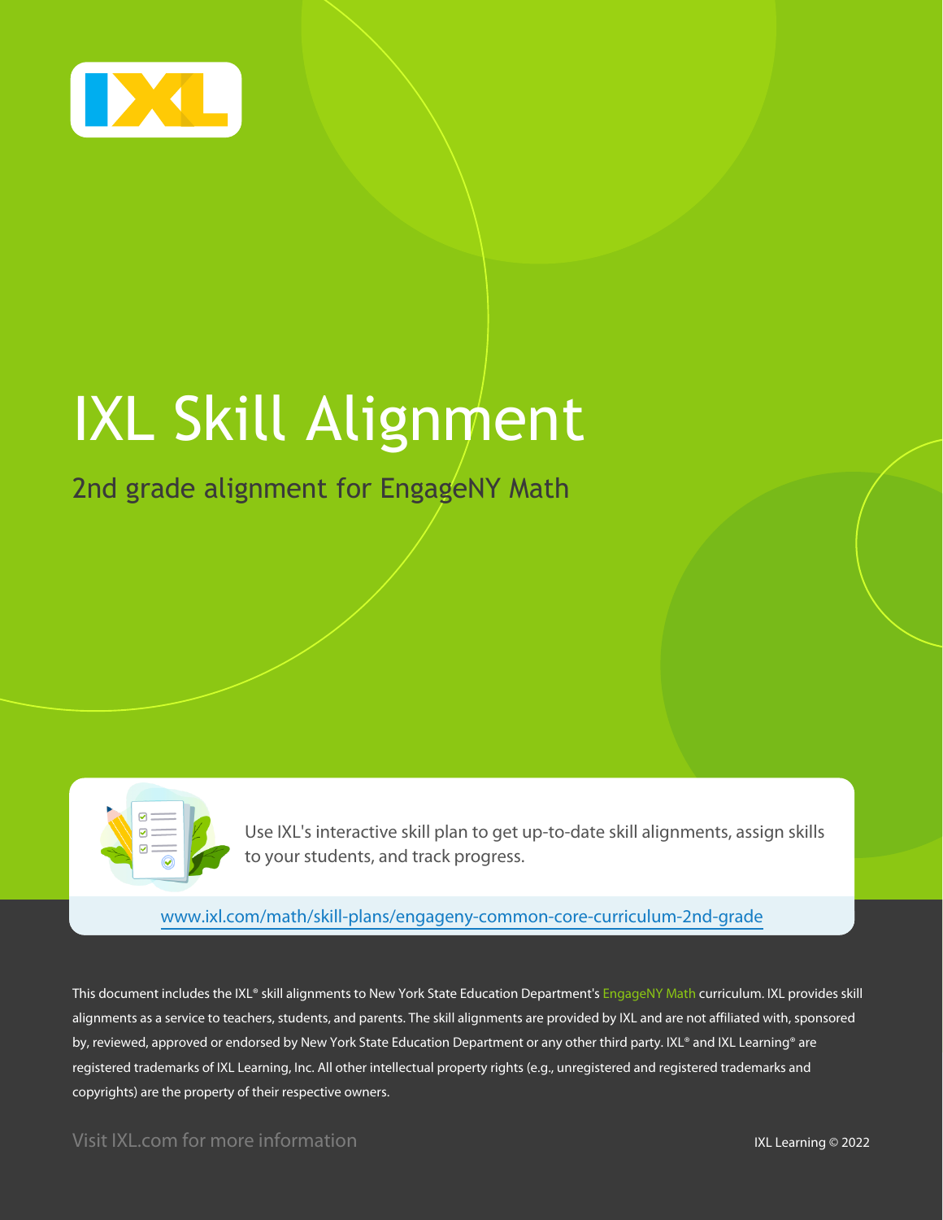# IXL Skill Alignment

## 2nd grade alignment for EngageNY Math

Use IXL's interactive skill plan to get up-to-date skill alignments, assign skills to your students, and track progress.

www.ixl.com/math/skill-plans/engageny-common-core-curriculum-2nd-grade

This document includes the IXL® skill alignments to New York State Education Department's EngageNY Math curriculum. IXL provides skill alignments as a service to teachers, students, and parents. The skill alignments are provided by IXL and are not affiliated with, sponsored by, reviewed, approved or endorsed by New York State Education Department or any other third party. IXL® and IXL Learning® are registered trademarks of IXL Learning, Inc. All other intellectual property rights (e.g., unregistered and registered trademarks and copyrights) are the property of their respective owners.

Visit IXL.com for more information

IXL Learning © 2022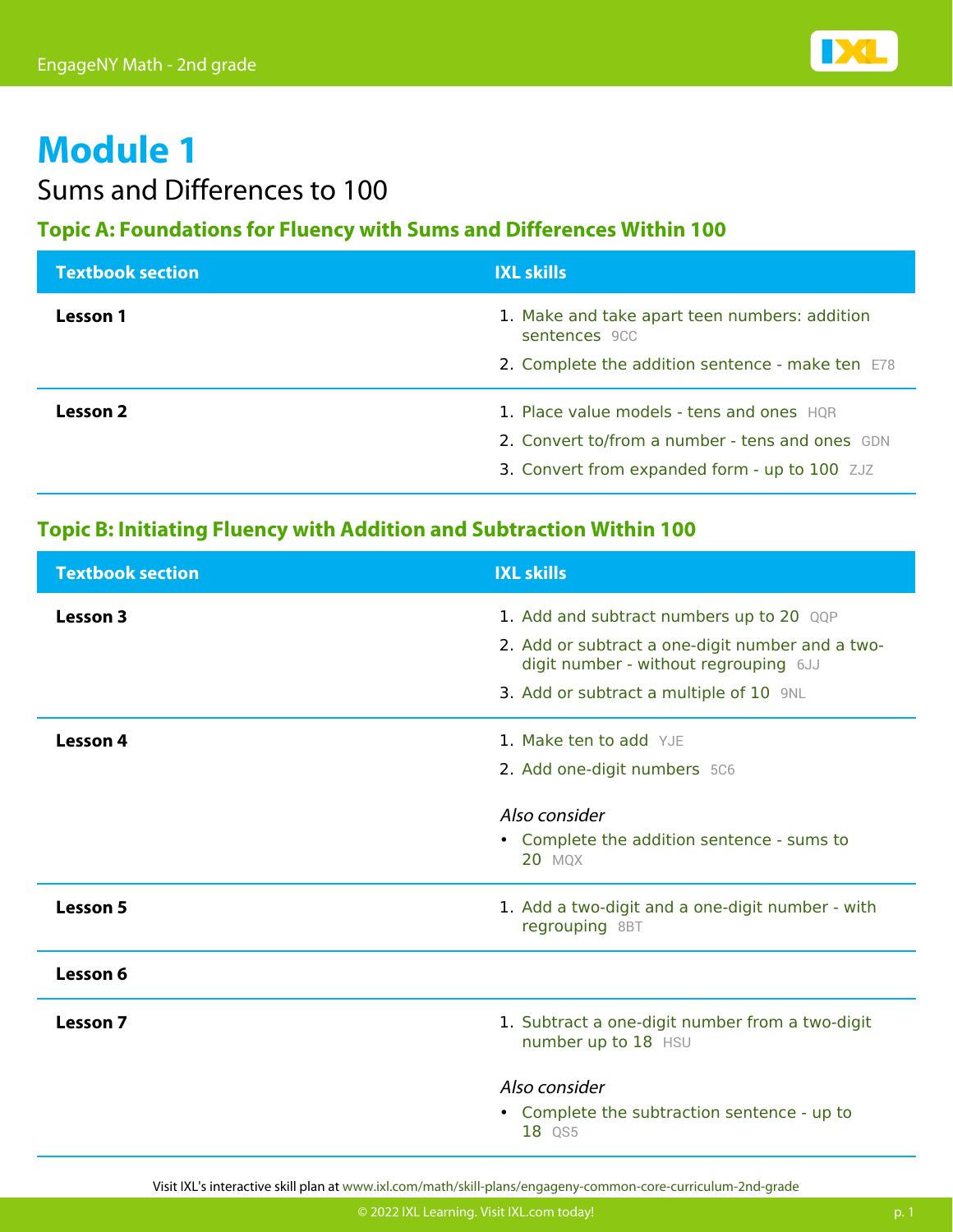# Module 1

## Sums and Differences to 100

### Topic A: Foundations for Fluency with Sums and Differences Within 100

| Textbook section | IXL skills |
| --- | --- |
| **Lesson 1** | 1. Make and take apart teen numbers: addition sentences 9CC<br>2. Complete the addition sentence - make ten E78 |
| **Lesson 2** | 1. Place value models - tens and ones HQR<br>2. Convert to/from a number - tens and ones GDN<br>3. Convert from expanded form - up to 100 ZJZ |

### Topic B: Initiating Fluency with Addition and Subtraction Within 100

| Textbook section | IXL skills |
| --- | --- |
| **Lesson 3** | 1. Add and subtract numbers up to 20 QQP<br>2. Add or subtract a one-digit number and a two-digit number - without regrouping 6JJ<br>3. Add or subtract a multiple of 10 9NL |
| **Lesson 4** | 1. Make ten to add YJE<br>2. Add one-digit numbers 5C6<br><br>*Also consider*<br>• Complete the addition sentence - sums to 20 MQX |
| **Lesson 5** | 1. Add a two-digit and a one-digit number - with regrouping 8BT |
| **Lesson 6** | |
| **Lesson 7** | 1. Subtract a one-digit number from a two-digit number up to 18 HSU<br><br>*Also consider*<br>• Complete the subtraction sentence - up to 18 QS5 |

Visit IXL's interactive skill plan at www.ixl.com/math/skill-plans/engageny-common-core-curriculum-2nd-grade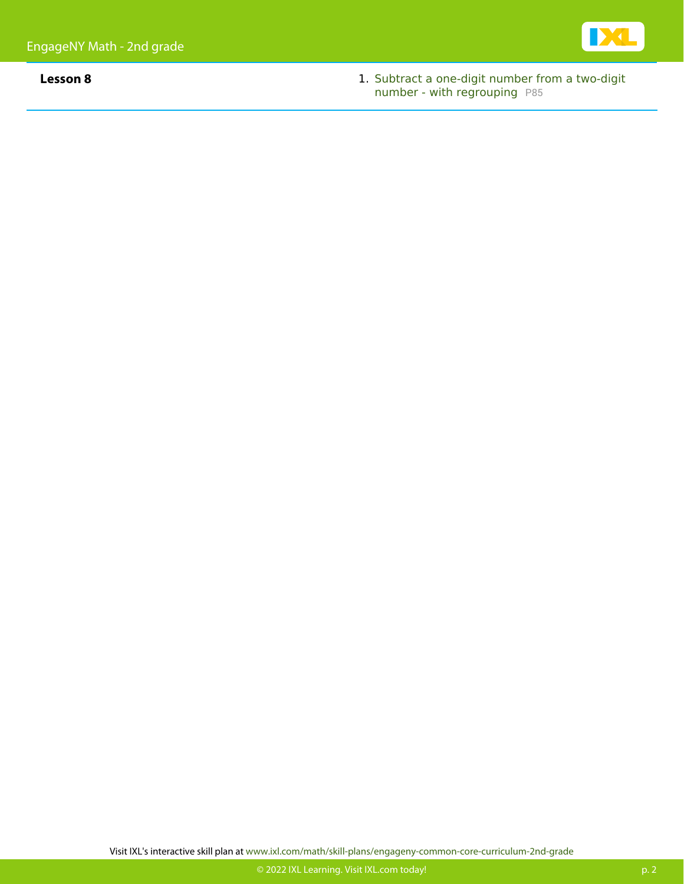**Lesson 8**

1. Subtract a one-digit number from a two-digit number - with regrouping P85

Visit IXL's interactive skill plan at www.ixl.com/math/skill-plans/engageny-common-core-curriculum-2nd-grade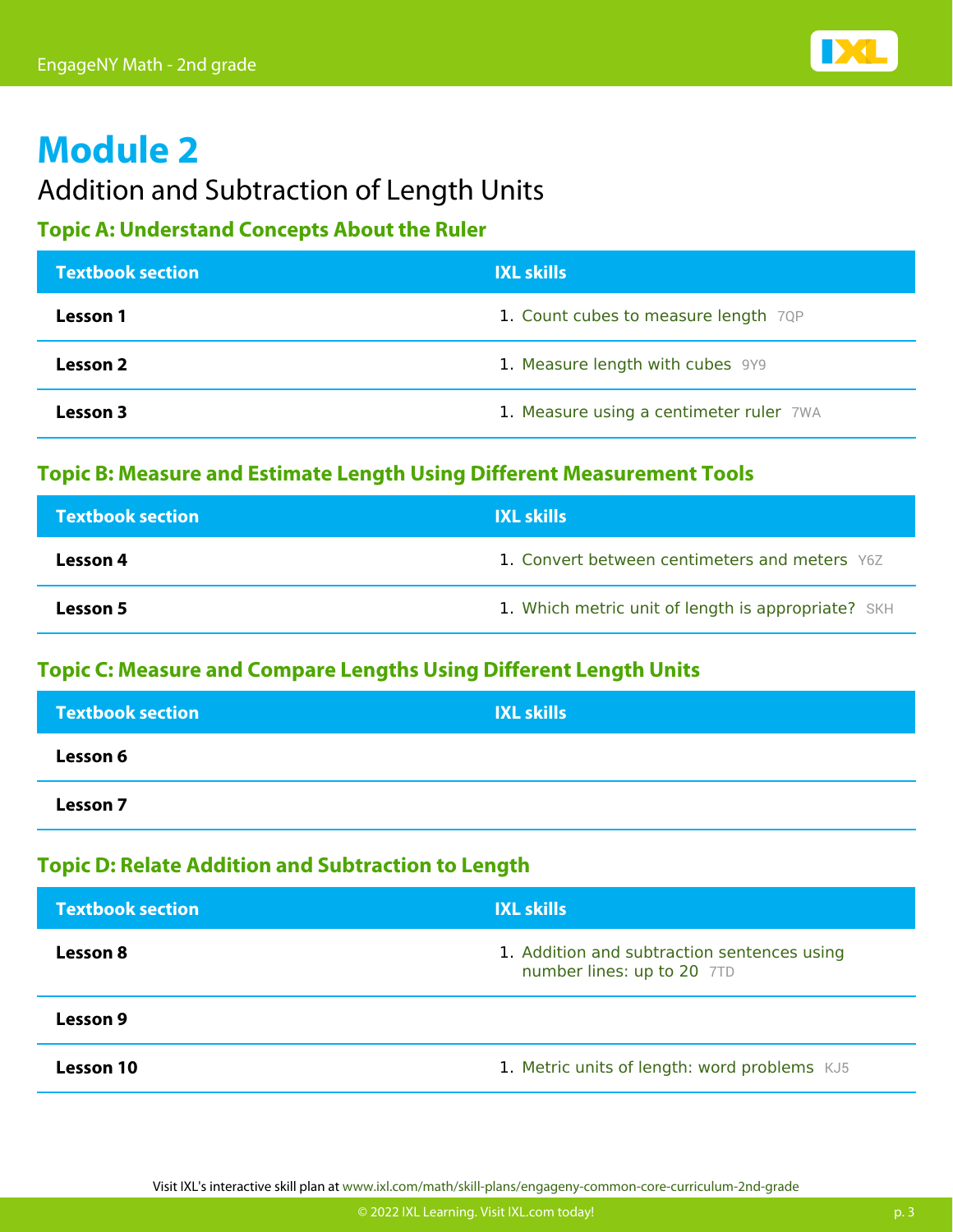# Module 2

## Addition and Subtraction of Length Units

### Topic A: Understand Concepts About the Ruler

| Textbook section | IXL skills |
| --- | --- |
| **Lesson 1** | 1. Count cubes to measure length 7QP |
| **Lesson 2** | 1. Measure length with cubes 9Y9 |
| **Lesson 3** | 1. Measure using a centimeter ruler 7WA |

### Topic B: Measure and Estimate Length Using Different Measurement Tools

| Textbook section | IXL skills |
| --- | --- |
| **Lesson 4** | 1. Convert between centimeters and meters Y6Z |
| **Lesson 5** | 1. Which metric unit of length is appropriate? SKH |

### Topic C: Measure and Compare Lengths Using Different Length Units

| Textbook section | IXL skills |
| --- | --- |
| **Lesson 6** | |
| **Lesson 7** | |

### Topic D: Relate Addition and Subtraction to Length

| Textbook section | IXL skills |
| --- | --- |
| **Lesson 8** | 1. Addition and subtraction sentences using number lines: up to 20 7TD |
| **Lesson 9** | |
| **Lesson 10** | 1. Metric units of length: word problems KJ5 |

Visit IXL's interactive skill plan at www.ixl.com/math/skill-plans/engageny-common-core-curriculum-2nd-grade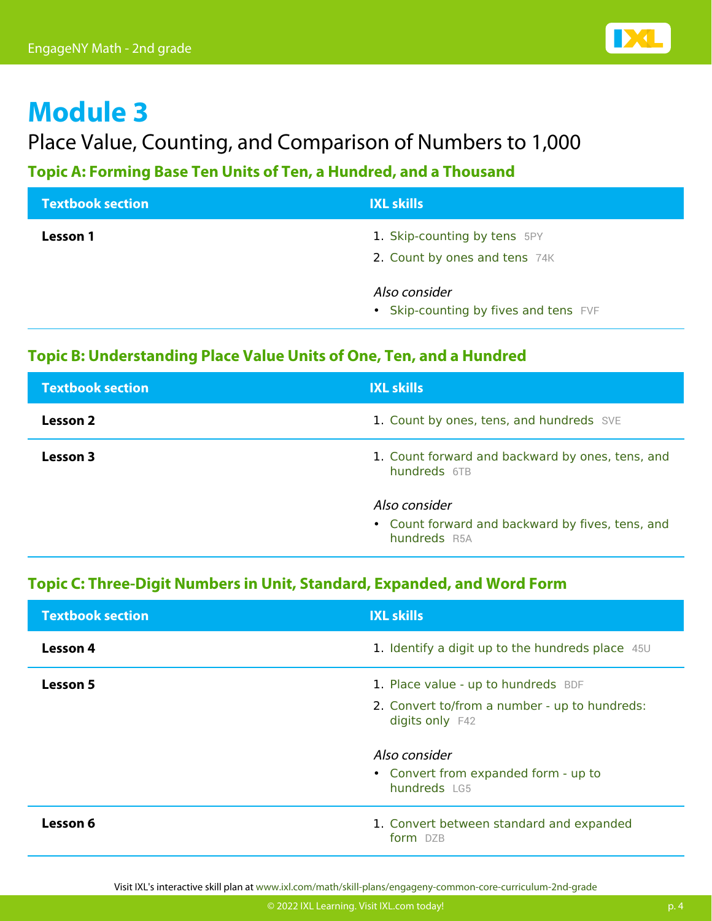# Module 3

## Place Value, Counting, and Comparison of Numbers to 1,000

### Topic A: Forming Base Ten Units of Ten, a Hundred, and a Thousand

| Textbook section | IXL skills |
| --- | --- |
| **Lesson 1** | 1. Skip-counting by tens 5PY<br>2. Count by ones and tens 74K<br><br>*Also consider*<br>• Skip-counting by fives and tens FVF |

### Topic B: Understanding Place Value Units of One, Ten, and a Hundred

| Textbook section | IXL skills |
| --- | --- |
| **Lesson 2** | 1. Count by ones, tens, and hundreds SVE |
| **Lesson 3** | 1. Count forward and backward by ones, tens, and hundreds 6TB<br><br>*Also consider*<br>• Count forward and backward by fives, tens, and hundreds R5A |

### Topic C: Three-Digit Numbers in Unit, Standard, Expanded, and Word Form

| Textbook section | IXL skills |
| --- | --- |
| **Lesson 4** | 1. Identify a digit up to the hundreds place 45U |
| **Lesson 5** | 1. Place value - up to hundreds BDF<br>2. Convert to/from a number - up to hundreds: digits only F42<br><br>*Also consider*<br>• Convert from expanded form - up to hundreds LG5 |
| **Lesson 6** | 1. Convert between standard and expanded form DZB |

Visit IXL's interactive skill plan at www.ixl.com/math/skill-plans/engageny-common-core-curriculum-2nd-grade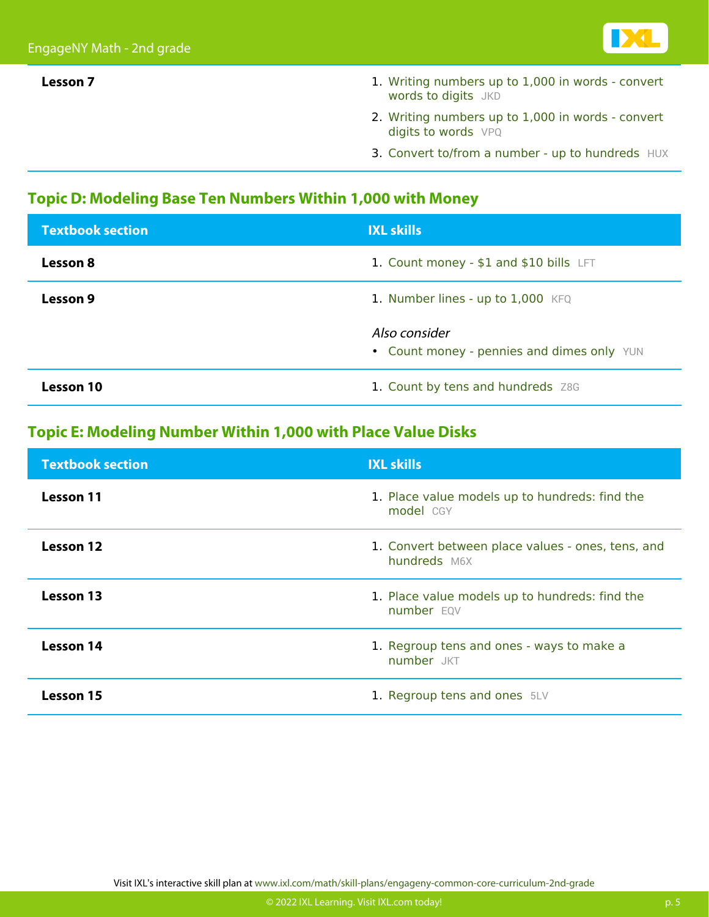| Lesson 7 | 1. Writing numbers up to 1,000 in words - convert words to digits JKD<br>2. Writing numbers up to 1,000 in words - convert digits to words VPQ<br>3. Convert to/from a number - up to hundreds HUX |
| --- | --- |

## Topic D: Modeling Base Ten Numbers Within 1,000 with Money

| Textbook section | IXL skills |
| --- | --- |
| **Lesson 8** | 1. Count money - $1 and $10 bills LFT |
| **Lesson 9** | 1. Number lines - up to 1,000 KFQ<br><br>*Also consider*<br>• Count money - pennies and dimes only YUN |
| **Lesson 10** | 1. Count by tens and hundreds Z8G |

## Topic E: Modeling Number Within 1,000 with Place Value Disks

| Textbook section | IXL skills |
| --- | --- |
| **Lesson 11** | 1. Place value models up to hundreds: find the model CGY |
| **Lesson 12** | 1. Convert between place values - ones, tens, and hundreds M6X |
| **Lesson 13** | 1. Place value models up to hundreds: find the number EQV |
| **Lesson 14** | 1. Regroup tens and ones - ways to make a number JKT |
| **Lesson 15** | 1. Regroup tens and ones 5LV |

Visit IXL's interactive skill plan at www.ixl.com/math/skill-plans/engageny-common-core-curriculum-2nd-grade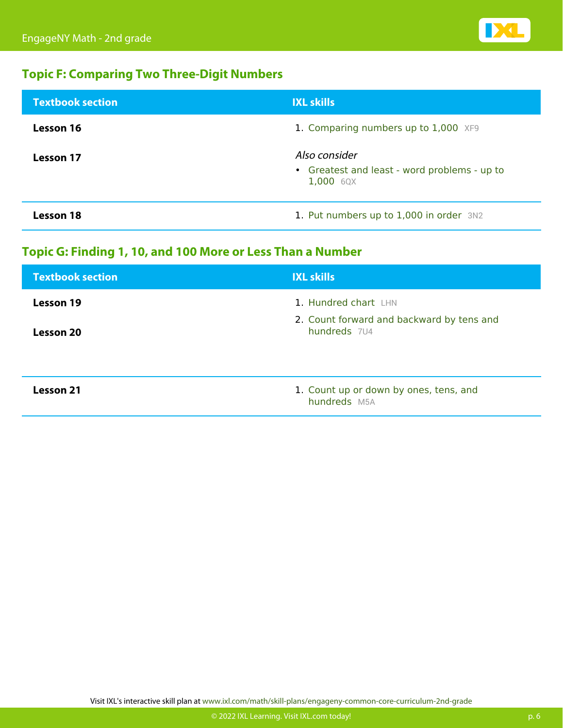## Topic F: Comparing Two Three-Digit Numbers

| Textbook section | IXL skills |
|---|---|
| **Lesson 16**<br>**Lesson 17** | 1. Comparing numbers up to 1,000 XF9<br>*Also consider*<br>• Greatest and least - word problems - up to 1,000 6QX |
| **Lesson 18** | 1. Put numbers up to 1,000 in order 3N2 |

## Topic G: Finding 1, 10, and 100 More or Less Than a Number

| Textbook section | IXL skills |
|---|---|
| **Lesson 19**<br>**Lesson 20** | 1. Hundred chart LHN<br>2. Count forward and backward by tens and hundreds 7U4 |
| **Lesson 21** | 1. Count up or down by ones, tens, and hundreds M5A |

Visit IXL's interactive skill plan at www.ixl.com/math/skill-plans/engageny-common-core-curriculum-2nd-grade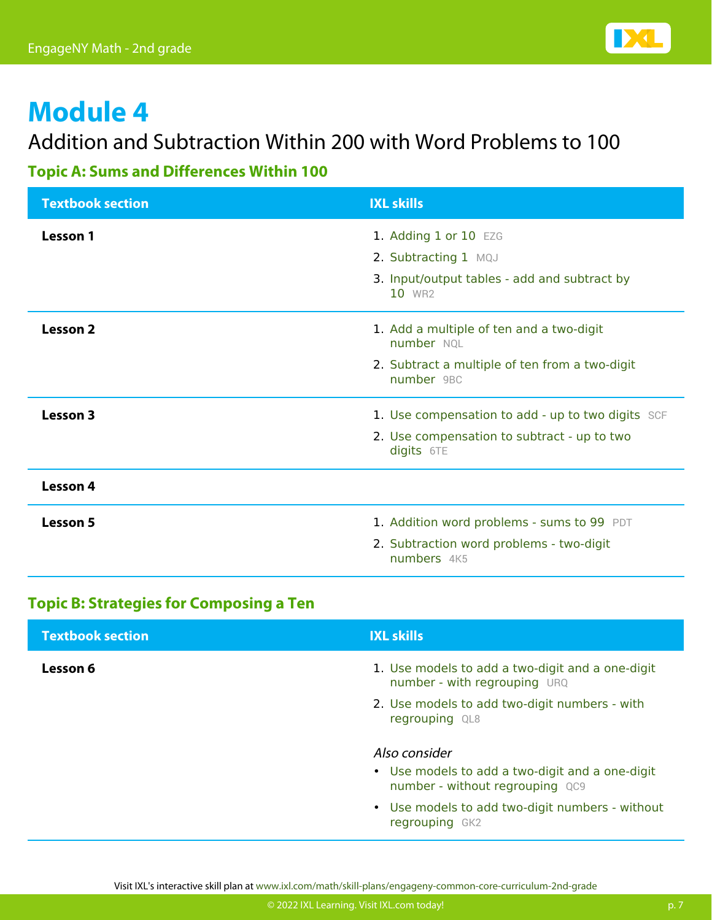# Module 4

## Addition and Subtraction Within 200 with Word Problems to 100

### Topic A: Sums and Differences Within 100

| Textbook section | IXL skills |
| --- | --- |
| **Lesson 1** | 1. Adding 1 or 10 EZG<br>2. Subtracting 1 MQJ<br>3. Input/output tables - add and subtract by 10 WR2 |
| **Lesson 2** | 1. Add a multiple of ten and a two-digit number NQL<br>2. Subtract a multiple of ten from a two-digit number 9BC |
| **Lesson 3** | 1. Use compensation to add - up to two digits SCF<br>2. Use compensation to subtract - up to two digits 6TE |
| **Lesson 4** | |
| **Lesson 5** | 1. Addition word problems - sums to 99 PDT<br>2. Subtraction word problems - two-digit numbers 4K5 |

### Topic B: Strategies for Composing a Ten

| Textbook section | IXL skills |
| --- | --- |
| **Lesson 6** | 1. Use models to add a two-digit and a one-digit number - with regrouping URQ<br>2. Use models to add two-digit numbers - with regrouping QL8<br><br>*Also consider*<br>• Use models to add a two-digit and a one-digit number - without regrouping QC9<br>• Use models to add two-digit numbers - without regrouping GK2 |

Visit IXL's interactive skill plan at www.ixl.com/math/skill-plans/engageny-common-core-curriculum-2nd-grade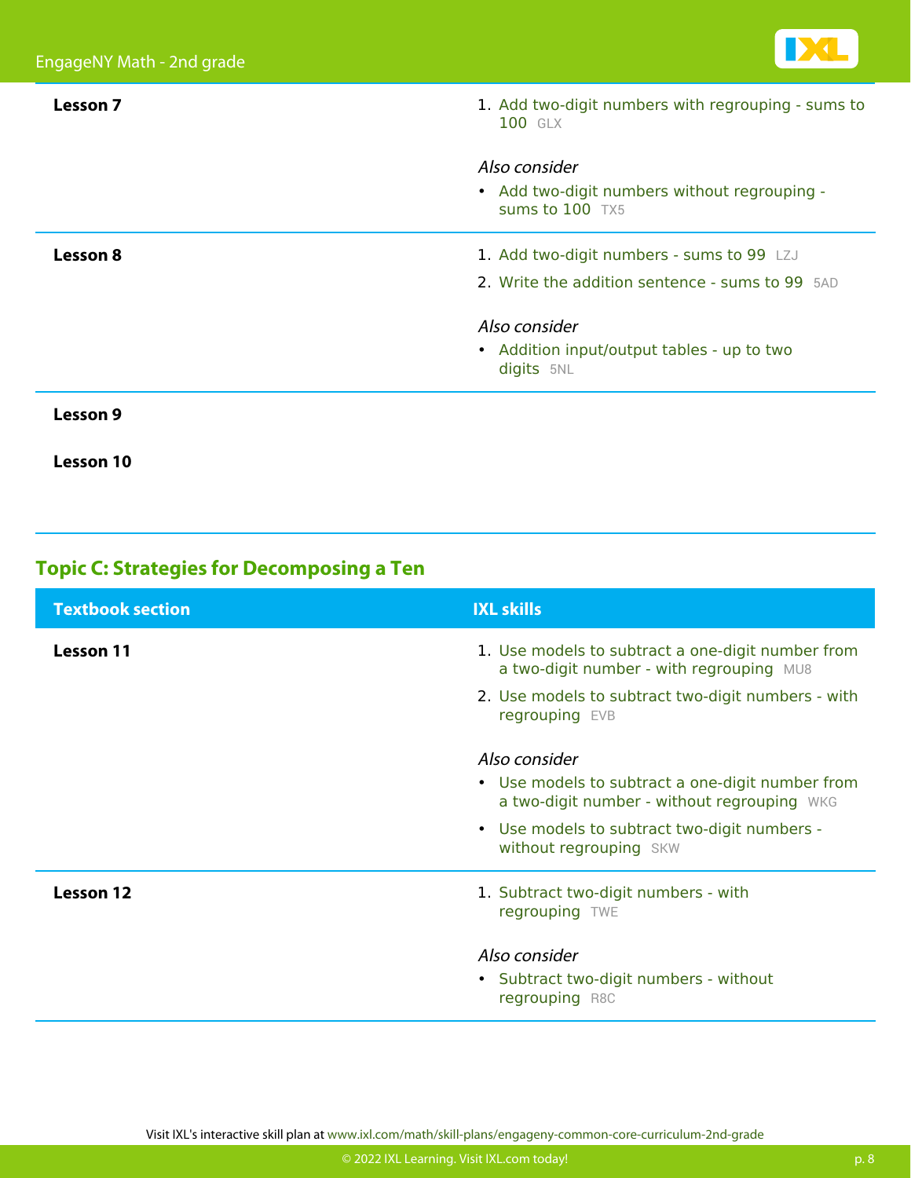| Textbook section | IXL skills |
| --- | --- |
| **Lesson 7** | 1. Add two-digit numbers with regrouping - sums to 100 GLX<br><br>*Also consider*<br>• Add two-digit numbers without regrouping - sums to 100 TX5 |
| **Lesson 8** | 1. Add two-digit numbers - sums to 99 LZJ<br>2. Write the addition sentence - sums to 99 5AD<br><br>*Also consider*<br>• Addition input/output tables - up to two digits 5NL |
| **Lesson 9** | |
| **Lesson 10** | |

## Topic C: Strategies for Decomposing a Ten

| Textbook section | IXL skills |
| --- | --- |
| **Lesson 11** | 1. Use models to subtract a one-digit number from a two-digit number - with regrouping MU8<br>2. Use models to subtract two-digit numbers - with regrouping EVB<br><br>*Also consider*<br>• Use models to subtract a one-digit number from a two-digit number - without regrouping WKG<br>• Use models to subtract two-digit numbers - without regrouping SKW |
| **Lesson 12** | 1. Subtract two-digit numbers - with regrouping TWE<br><br>*Also consider*<br>• Subtract two-digit numbers - without regrouping R8C |

Visit IXL's interactive skill plan at www.ixl.com/math/skill-plans/engageny-common-core-curriculum-2nd-grade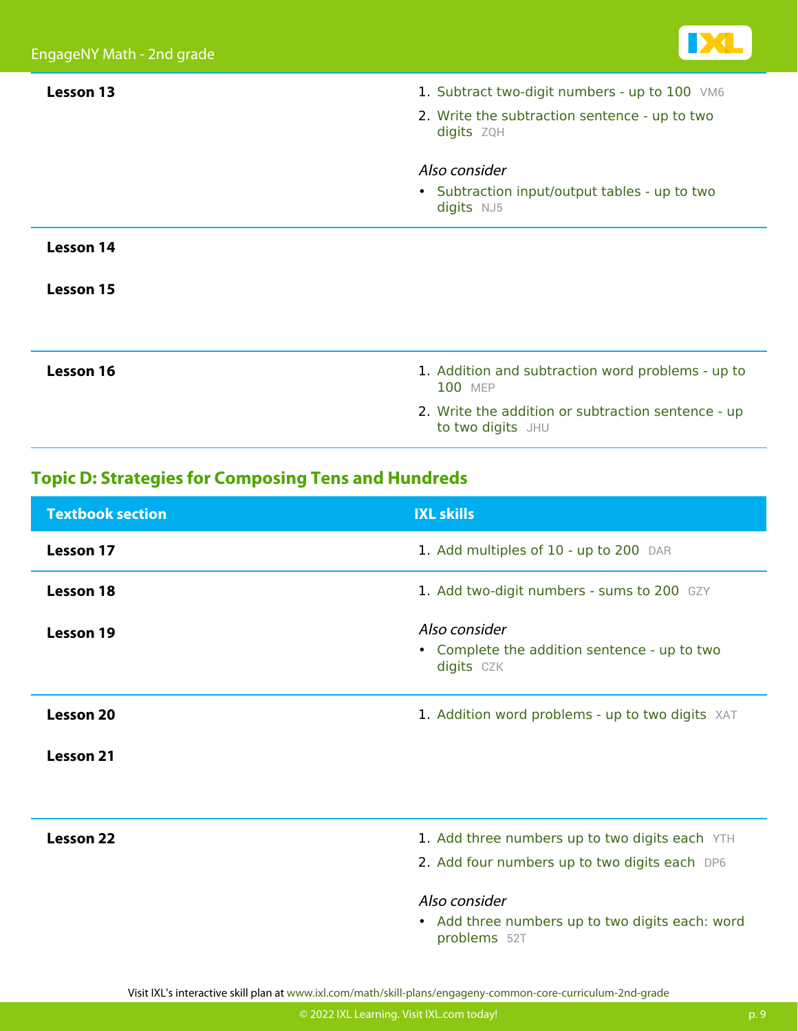| Textbook section | IXL skills |
| --- | --- |
| Lesson 13 | 1. Subtract two-digit numbers - up to 100 VM6<br>2. Write the subtraction sentence - up to two digits ZQH<br><br>*Also consider*<br>• Subtraction input/output tables - up to two digits NJ5 |
| Lesson 14<br><br>Lesson 15 | |
| Lesson 16 | 1. Addition and subtraction word problems - up to 100 MEP<br>2. Write the addition or subtraction sentence - up to two digits JHU |

## Topic D: Strategies for Composing Tens and Hundreds

| Textbook section | IXL skills |
| --- | --- |
| Lesson 17 | 1. Add multiples of 10 - up to 200 DAR |
| Lesson 18<br><br>Lesson 19 | 1. Add two-digit numbers - sums to 200 GZY<br><br>*Also consider*<br>• Complete the addition sentence - up to two digits CZK |
| Lesson 20<br><br>Lesson 21 | 1. Addition word problems - up to two digits XAT |
| Lesson 22 | 1. Add three numbers up to two digits each YTH<br>2. Add four numbers up to two digits each DP6<br><br>*Also consider*<br>• Add three numbers up to two digits each: word problems 52T |

Visit IXL's interactive skill plan at www.ixl.com/math/skill-plans/engageny-common-core-curriculum-2nd-grade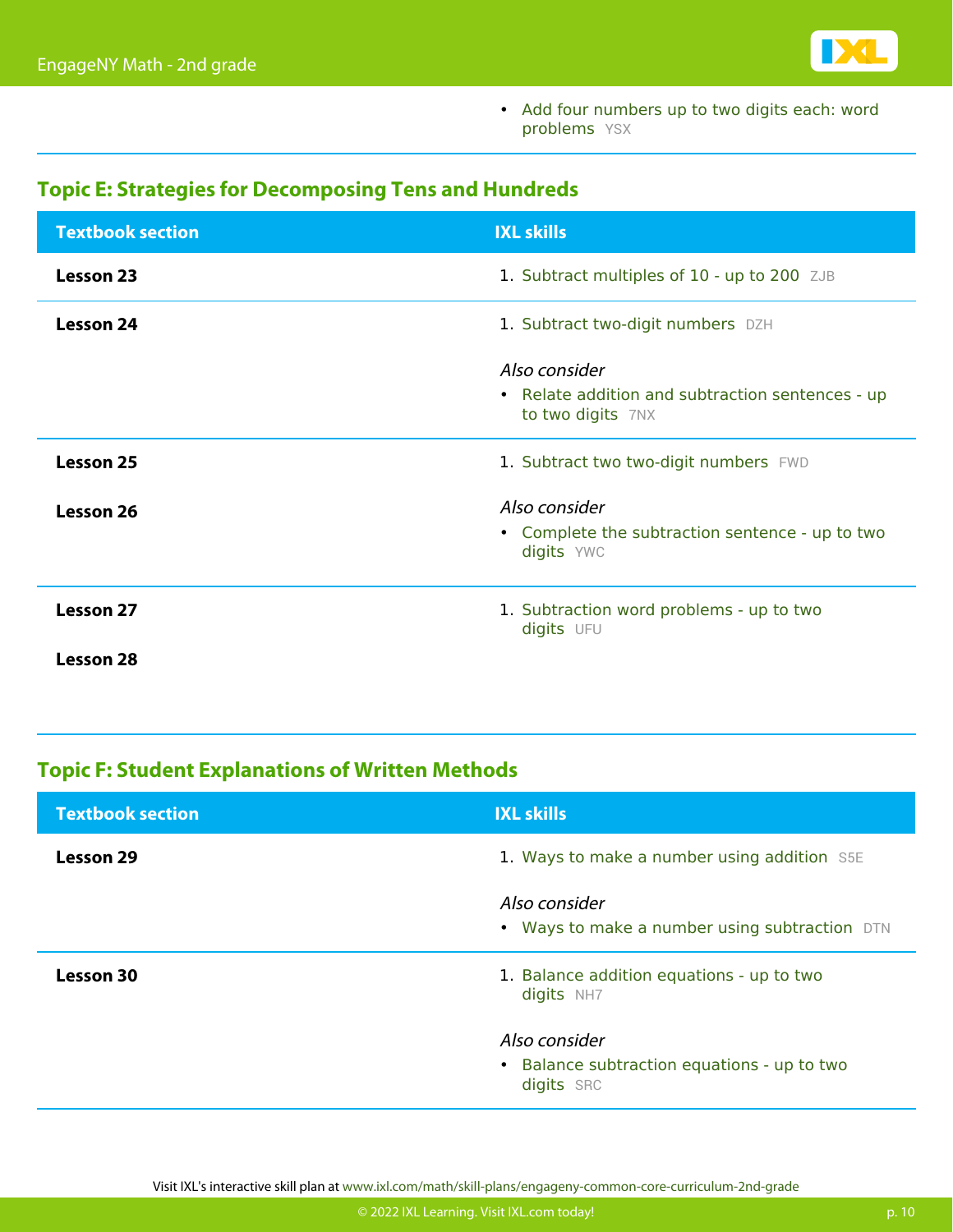| | |
|---|---|
| | • Add four numbers up to two digits each: word problems YSX |

## Topic E: Strategies for Decomposing Tens and Hundreds

| Textbook section | IXL skills |
|---|---|
| **Lesson 23** | 1. Subtract multiples of 10 - up to 200 ZJB |
| **Lesson 24** | 1. Subtract two-digit numbers DZH<br><br>*Also consider*<br>• Relate addition and subtraction sentences - up to two digits 7NX |
| **Lesson 25**<br><br>**Lesson 26** | 1. Subtract two two-digit numbers FWD<br><br>*Also consider*<br>• Complete the subtraction sentence - up to two digits YWC |
| **Lesson 27**<br><br>**Lesson 28** | 1. Subtraction word problems - up to two digits UFU |

## Topic F: Student Explanations of Written Methods

| Textbook section | IXL skills |
|---|---|
| **Lesson 29** | 1. Ways to make a number using addition S5E<br><br>*Also consider*<br>• Ways to make a number using subtraction DTN |
| **Lesson 30** | 1. Balance addition equations - up to two digits NH7<br><br>*Also consider*<br>• Balance subtraction equations - up to two digits SRC |

Visit IXL's interactive skill plan at www.ixl.com/math/skill-plans/engageny-common-core-curriculum-2nd-grade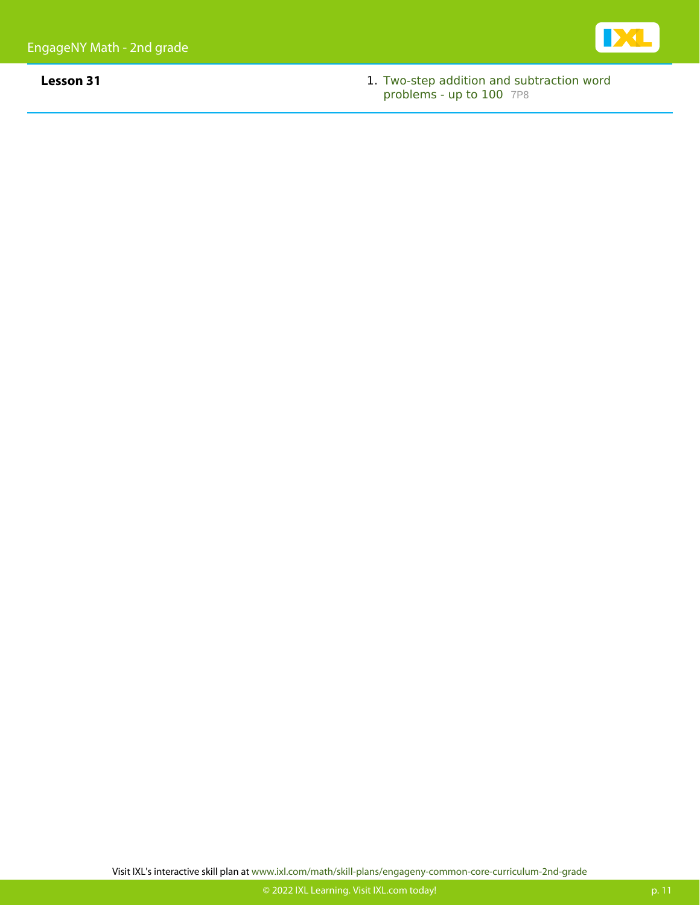**Lesson 31**

1. Two-step addition and subtraction word problems - up to 100 7P8

Visit IXL's interactive skill plan at www.ixl.com/math/skill-plans/engageny-common-core-curriculum-2nd-grade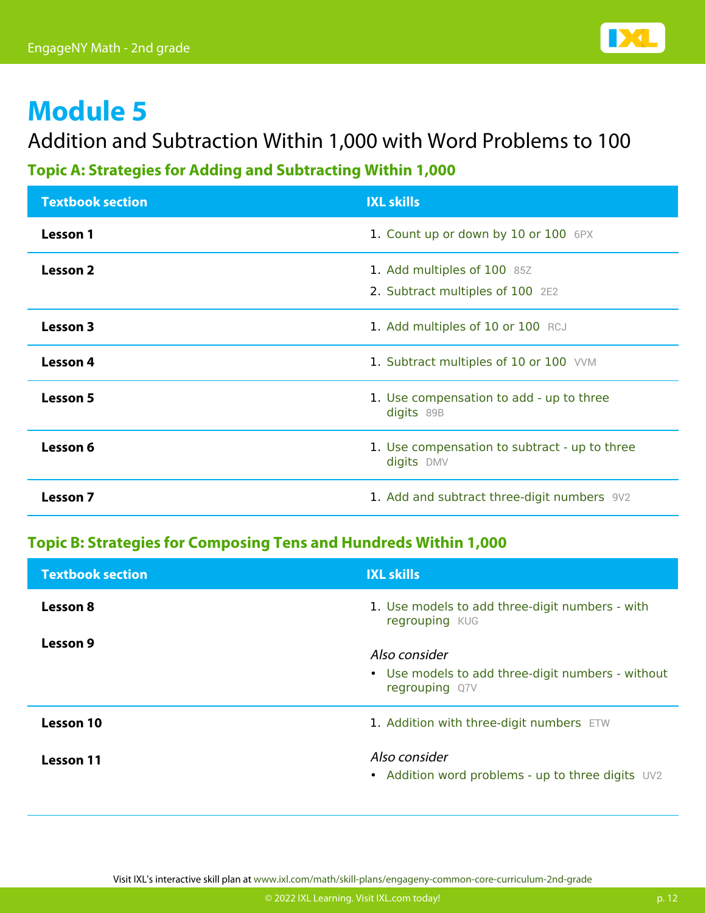# Module 5

## Addition and Subtraction Within 1,000 with Word Problems to 100

### Topic A: Strategies for Adding and Subtracting Within 1,000

| Textbook section | IXL skills |
|---|---|
| **Lesson 1** | 1. Count up or down by 10 or 100 6PX |
| **Lesson 2** | 1. Add multiples of 100 85Z<br>2. Subtract multiples of 100 2E2 |
| **Lesson 3** | 1. Add multiples of 10 or 100 RCJ |
| **Lesson 4** | 1. Subtract multiples of 10 or 100 VVM |
| **Lesson 5** | 1. Use compensation to add - up to three digits 89B |
| **Lesson 6** | 1. Use compensation to subtract - up to three digits DMV |
| **Lesson 7** | 1. Add and subtract three-digit numbers 9V2 |

### Topic B: Strategies for Composing Tens and Hundreds Within 1,000

| Textbook section | IXL skills |
|---|---|
| **Lesson 8**<br><br>**Lesson 9** | 1. Use models to add three-digit numbers - with regrouping KUG<br><br>*Also consider*<br>• Use models to add three-digit numbers - without regrouping Q7V |
| **Lesson 10**<br><br>**Lesson 11** | 1. Addition with three-digit numbers ETW<br><br>*Also consider*<br>• Addition word problems - up to three digits UV2 |

Visit IXL's interactive skill plan at www.ixl.com/math/skill-plans/engageny-common-core-curriculum-2nd-grade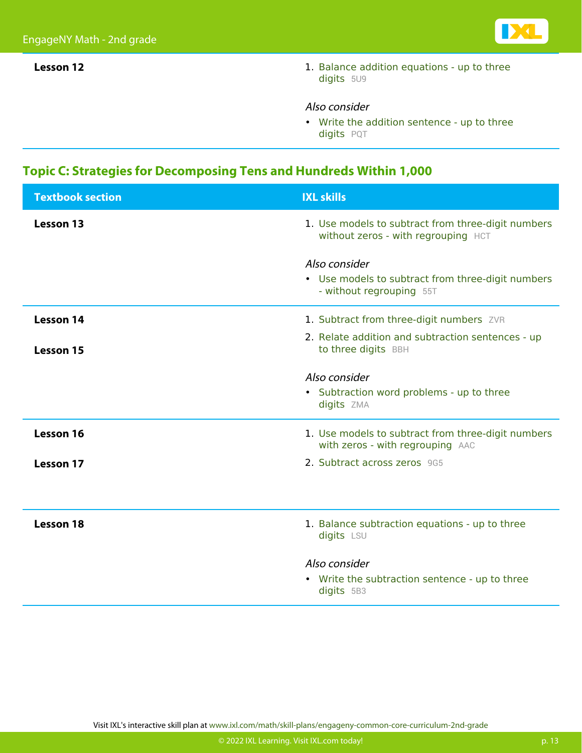| Textbook section | IXL skills |
|---|---|
| **Lesson 12** | 1. Balance addition equations - up to three digits 5U9<br><br>*Also consider*<br>• Write the addition sentence - up to three digits PQT |

## Topic C: Strategies for Decomposing Tens and Hundreds Within 1,000

| Textbook section | IXL skills |
|---|---|
| **Lesson 13** | 1. Use models to subtract from three-digit numbers without zeros - with regrouping HCT<br><br>*Also consider*<br>• Use models to subtract from three-digit numbers - without regrouping 55T |
| **Lesson 14**<br><br>**Lesson 15** | 1. Subtract from three-digit numbers ZVR<br>2. Relate addition and subtraction sentences - up to three digits BBH<br><br>*Also consider*<br>• Subtraction word problems - up to three digits ZMA |
| **Lesson 16**<br><br>**Lesson 17** | 1. Use models to subtract from three-digit numbers with zeros - with regrouping AAC<br>2. Subtract across zeros 9G5 |
| **Lesson 18** | 1. Balance subtraction equations - up to three digits LSU<br><br>*Also consider*<br>• Write the subtraction sentence - up to three digits 5B3 |

Visit IXL's interactive skill plan at www.ixl.com/math/skill-plans/engageny-common-core-curriculum-2nd-grade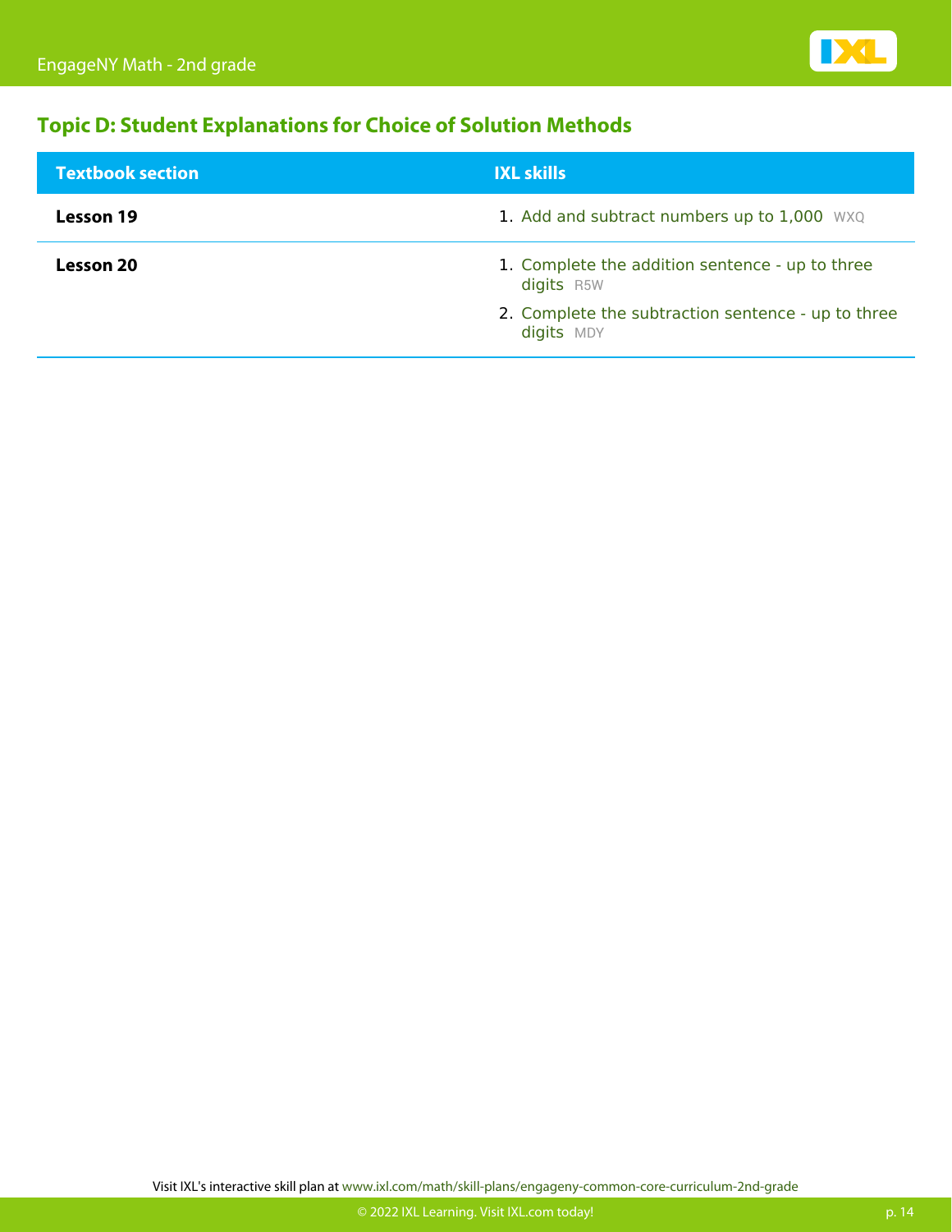## Topic D: Student Explanations for Choice of Solution Methods

| Textbook section | IXL skills |
| --- | --- |
| **Lesson 19** | 1. Add and subtract numbers up to 1,000 WXQ |
| **Lesson 20** | 1. Complete the addition sentence - up to three digits R5W<br>2. Complete the subtraction sentence - up to three digits MDY |

Visit IXL's interactive skill plan at www.ixl.com/math/skill-plans/engageny-common-core-curriculum-2nd-grade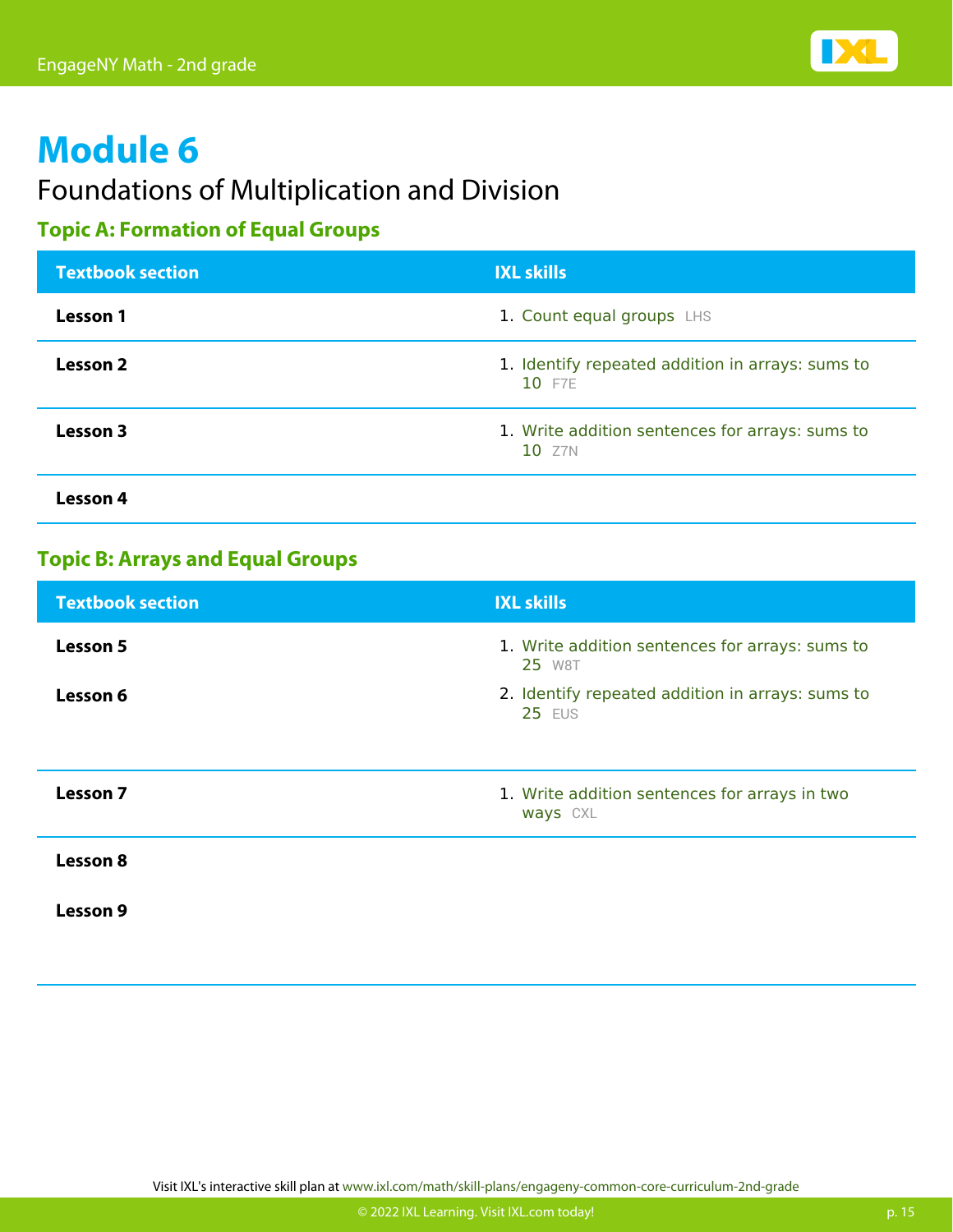# Module 6

## Foundations of Multiplication and Division

### Topic A: Formation of Equal Groups

| Textbook section | IXL skills |
| --- | --- |
| **Lesson 1** | 1. Count equal groups LHS |
| **Lesson 2** | 1. Identify repeated addition in arrays: sums to 10 F7E |
| **Lesson 3** | 1. Write addition sentences for arrays: sums to 10 Z7N |
| **Lesson 4** | |

### Topic B: Arrays and Equal Groups

| Textbook section | IXL skills |
| --- | --- |
| **Lesson 5**<br>**Lesson 6** | 1. Write addition sentences for arrays: sums to 25 W8T<br>2. Identify repeated addition in arrays: sums to 25 EUS |
| **Lesson 7** | 1. Write addition sentences for arrays in two ways CXL |
| **Lesson 8**<br>**Lesson 9** | |

Visit IXL's interactive skill plan at www.ixl.com/math/skill-plans/engageny-common-core-curriculum-2nd-grade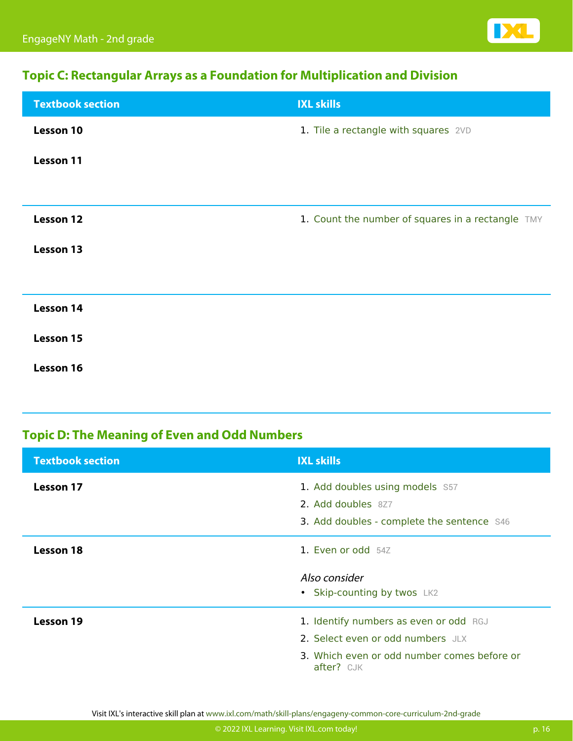## Topic C: Rectangular Arrays as a Foundation for Multiplication and Division

| Textbook section | IXL skills |
| --- | --- |
| **Lesson 10**<br>**Lesson 11** | 1. Tile a rectangle with squares 2VD |
| **Lesson 12**<br>**Lesson 13** | 1. Count the number of squares in a rectangle TMY |
| **Lesson 14**<br>**Lesson 15**<br>**Lesson 16** | |

## Topic D: The Meaning of Even and Odd Numbers

| Textbook section | IXL skills |
| --- | --- |
| **Lesson 17** | 1. Add doubles using models S57<br>2. Add doubles 8Z7<br>3. Add doubles - complete the sentence S46 |
| **Lesson 18** | 1. Even or odd 54Z<br><br>*Also consider*<br>• Skip-counting by twos LK2 |
| **Lesson 19** | 1. Identify numbers as even or odd RGJ<br>2. Select even or odd numbers JLX<br>3. Which even or odd number comes before or after? CJK |

Visit IXL's interactive skill plan at www.ixl.com/math/skill-plans/engageny-common-core-curriculum-2nd-grade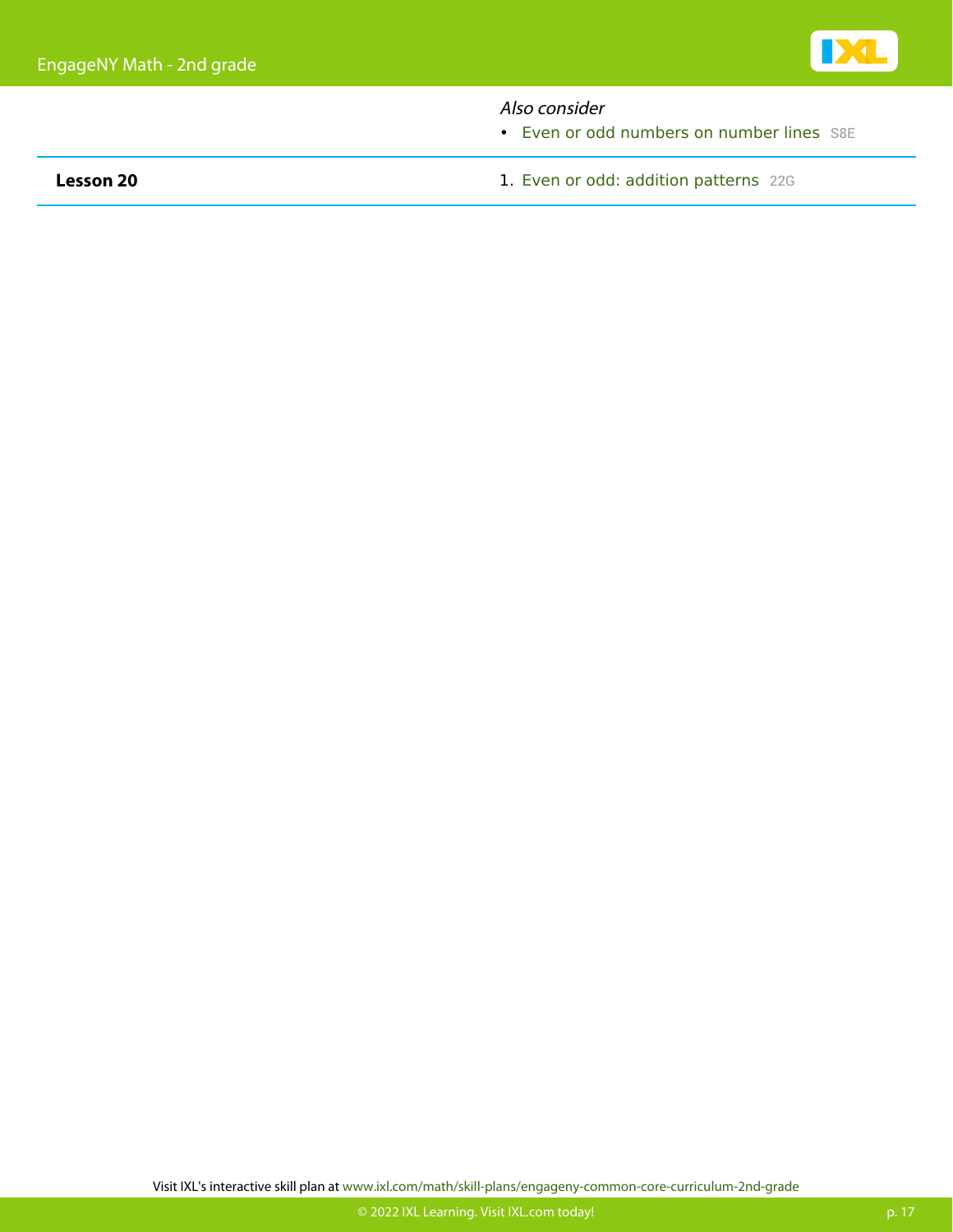*Also consider*

- Even or odd numbers on number lines S8E

| | |
|---|---|
| **Lesson 20** | 1. Even or odd: addition patterns 22G |

Visit IXL's interactive skill plan at www.ixl.com/math/skill-plans/engageny-common-core-curriculum-2nd-grade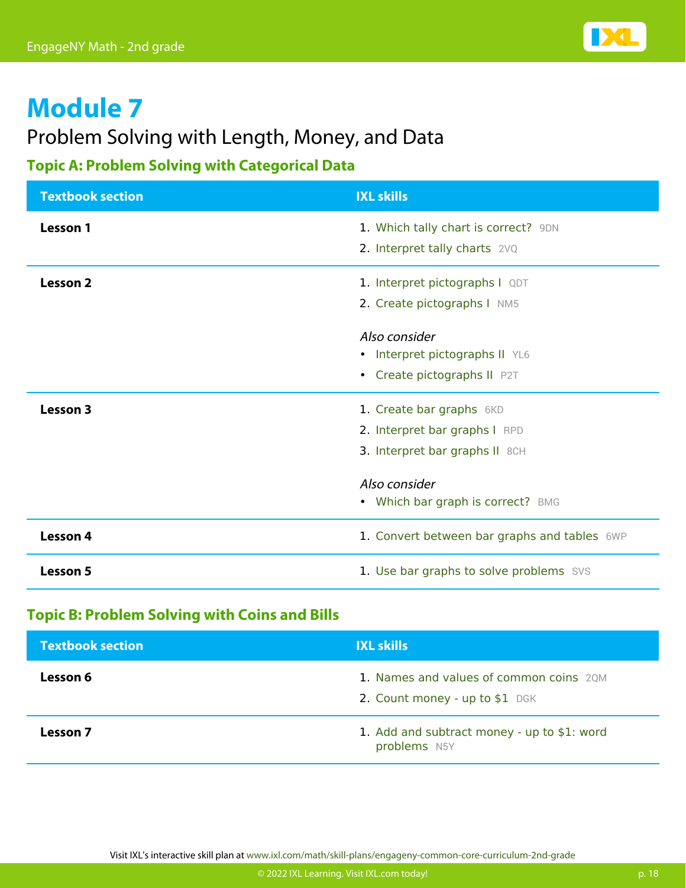# Module 7

## Problem Solving with Length, Money, and Data

### Topic A: Problem Solving with Categorical Data

| Textbook section | IXL skills |
| --- | --- |
| **Lesson 1** | 1. Which tally chart is correct? 9DN<br>2. Interpret tally charts 2VQ |
| **Lesson 2** | 1. Interpret pictographs I QDT<br>2. Create pictographs I NM5<br><br>*Also consider*<br>• Interpret pictographs II YL6<br>• Create pictographs II P2T |
| **Lesson 3** | 1. Create bar graphs 6KD<br>2. Interpret bar graphs I RPD<br>3. Interpret bar graphs II 8CH<br><br>*Also consider*<br>• Which bar graph is correct? BMG |
| **Lesson 4** | 1. Convert between bar graphs and tables 6WP |
| **Lesson 5** | 1. Use bar graphs to solve problems SVS |

### Topic B: Problem Solving with Coins and Bills

| Textbook section | IXL skills |
| --- | --- |
| **Lesson 6** | 1. Names and values of common coins 2QM<br>2. Count money - up to $1 DGK |
| **Lesson 7** | 1. Add and subtract money - up to $1: word problems N5Y |

Visit IXL's interactive skill plan at www.ixl.com/math/skill-plans/engageny-common-core-curriculum-2nd-grade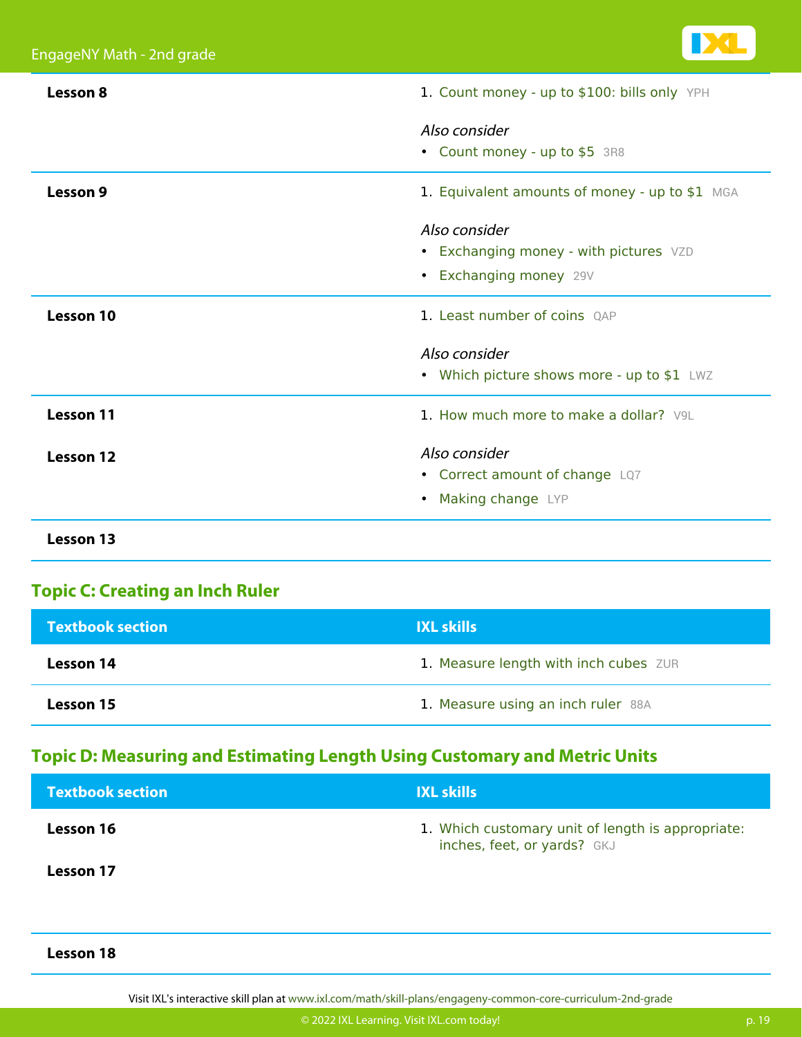| Textbook section | IXL skills |
|---|---|
| **Lesson 8** | 1. Count money - up to $100: bills only YPH<br><br>*Also consider*<br>• Count money - up to $5 3R8 |
| **Lesson 9** | 1. Equivalent amounts of money - up to $1 MGA<br><br>*Also consider*<br>• Exchanging money - with pictures VZD<br>• Exchanging money 29V |
| **Lesson 10** | 1. Least number of coins QAP<br><br>*Also consider*<br>• Which picture shows more - up to $1 LWZ |
| **Lesson 11**<br><br>**Lesson 12** | 1. How much more to make a dollar? V9L<br><br>*Also consider*<br>• Correct amount of change LQ7<br>• Making change LYP |
| **Lesson 13** | |

## Topic C: Creating an Inch Ruler

| Textbook section | IXL skills |
|---|---|
| **Lesson 14** | 1. Measure length with inch cubes ZUR |
| **Lesson 15** | 1. Measure using an inch ruler 88A |

## Topic D: Measuring and Estimating Length Using Customary and Metric Units

| Textbook section | IXL skills |
|---|---|
| **Lesson 16**<br><br>**Lesson 17** | 1. Which customary unit of length is appropriate: inches, feet, or yards? GKJ |
| **Lesson 18** | |

Visit IXL's interactive skill plan at www.ixl.com/math/skill-plans/engageny-common-core-curriculum-2nd-grade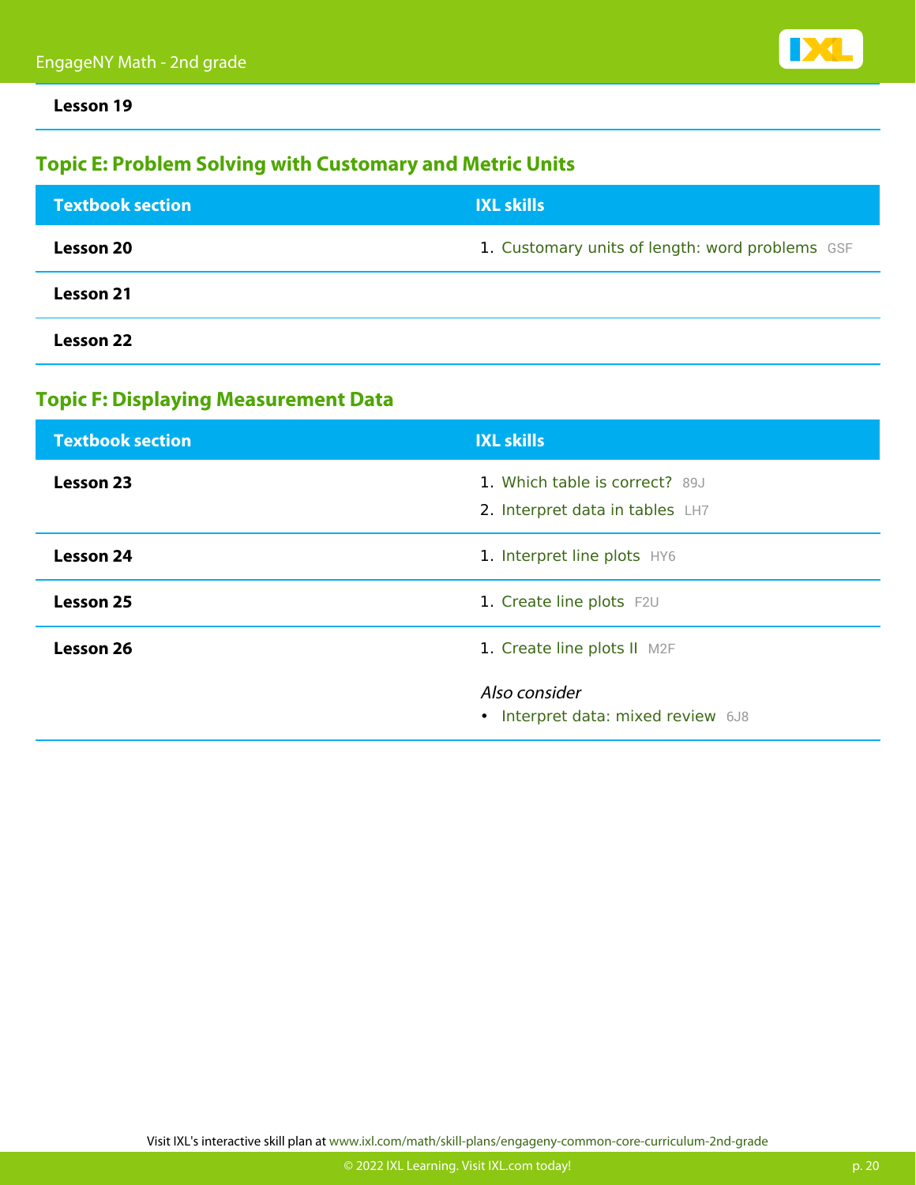| Textbook section | IXL skills |
|---|---|
| **Lesson 19** | |

## Topic E: Problem Solving with Customary and Metric Units

| Textbook section | IXL skills |
|---|---|
| **Lesson 20** | 1. Customary units of length: word problems GSF |
| **Lesson 21** | |
| **Lesson 22** | |

## Topic F: Displaying Measurement Data

| Textbook section | IXL skills |
|---|---|
| **Lesson 23** | 1. Which table is correct? 89J<br>2. Interpret data in tables LH7 |
| **Lesson 24** | 1. Interpret line plots HY6 |
| **Lesson 25** | 1. Create line plots F2U |
| **Lesson 26** | 1. Create line plots II M2F<br>*Also consider*<br>• Interpret data: mixed review 6J8 |

Visit IXL's interactive skill plan at www.ixl.com/math/skill-plans/engageny-common-core-curriculum-2nd-grade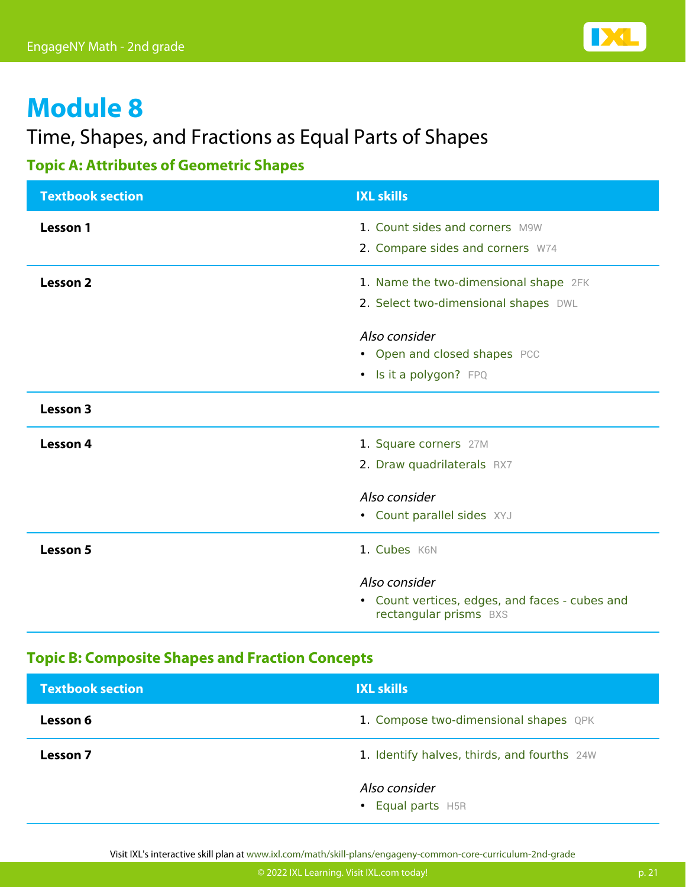# Module 8

Time, Shapes, and Fractions as Equal Parts of Shapes

### Topic A: Attributes of Geometric Shapes

| Textbook section | IXL skills |
| --- | --- |
| **Lesson 1** | 1. Count sides and corners M9W<br>2. Compare sides and corners W74 |
| **Lesson 2** | 1. Name the two-dimensional shape 2FK<br>2. Select two-dimensional shapes DWL<br>*Also consider*<br>• Open and closed shapes PCC<br>• Is it a polygon? FPQ |
| **Lesson 3** | |
| **Lesson 4** | 1. Square corners 27M<br>2. Draw quadrilaterals RX7<br>*Also consider*<br>• Count parallel sides XYJ |
| **Lesson 5** | 1. Cubes K6N<br>*Also consider*<br>• Count vertices, edges, and faces - cubes and rectangular prisms BXS |

### Topic B: Composite Shapes and Fraction Concepts

| Textbook section | IXL skills |
| --- | --- |
| **Lesson 6** | 1. Compose two-dimensional shapes QPK |
| **Lesson 7** | 1. Identify halves, thirds, and fourths 24W<br>*Also consider*<br>• Equal parts H5R |

Visit IXL's interactive skill plan at www.ixl.com/math/skill-plans/engageny-common-core-curriculum-2nd-grade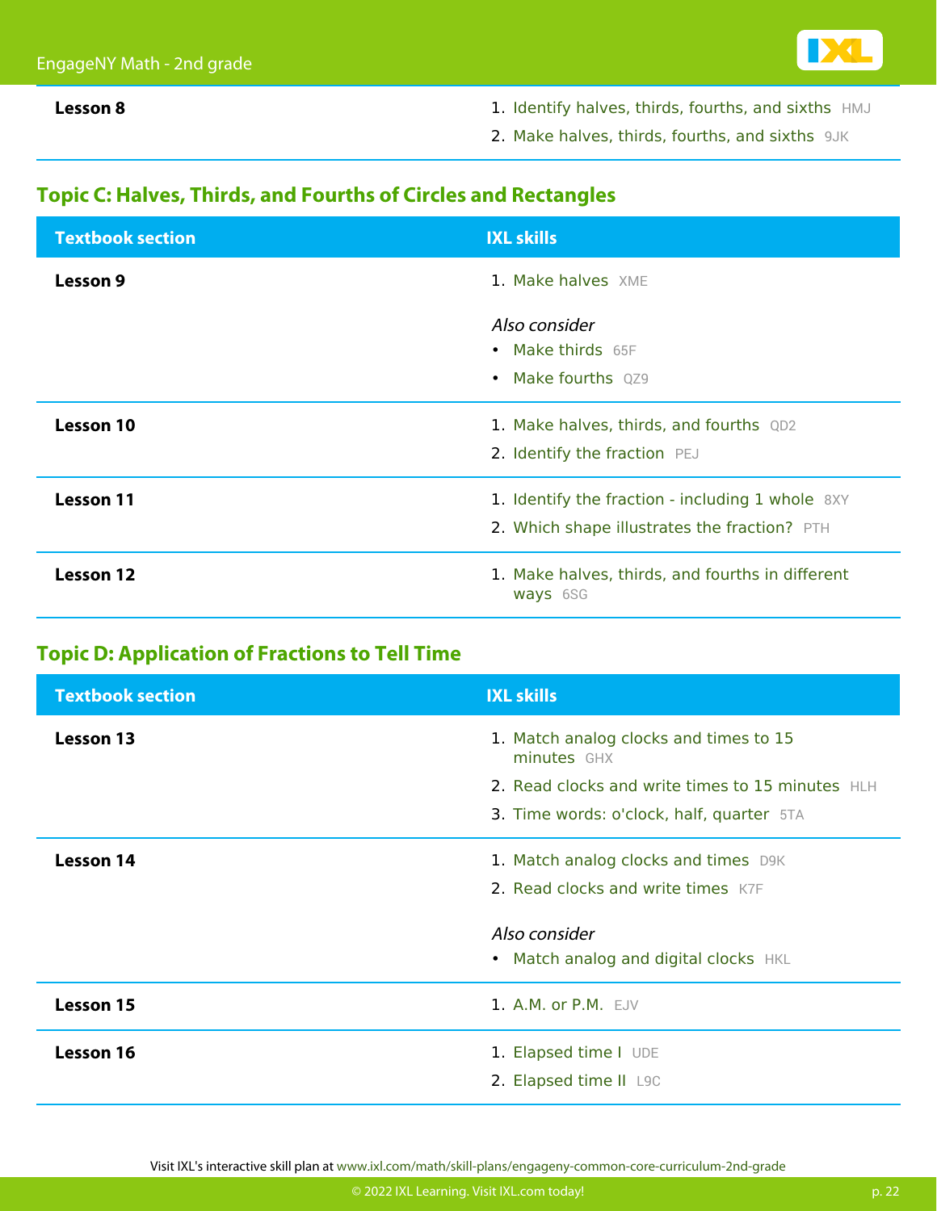| | |
|---|---|
| **Lesson 8** | 1. Identify halves, thirds, fourths, and sixths HMJ<br>2. Make halves, thirds, fourths, and sixths 9JK |

## Topic C: Halves, Thirds, and Fourths of Circles and Rectangles

| Textbook section | IXL skills |
|---|---|
| **Lesson 9** | 1. Make halves XME<br><br>*Also consider*<br>• Make thirds 65F<br>• Make fourths QZ9 |
| **Lesson 10** | 1. Make halves, thirds, and fourths QD2<br>2. Identify the fraction PEJ |
| **Lesson 11** | 1. Identify the fraction - including 1 whole 8XY<br>2. Which shape illustrates the fraction? PTH |
| **Lesson 12** | 1. Make halves, thirds, and fourths in different ways 6SG |

## Topic D: Application of Fractions to Tell Time

| Textbook section | IXL skills |
|---|---|
| **Lesson 13** | 1. Match analog clocks and times to 15 minutes GHX<br>2. Read clocks and write times to 15 minutes HLH<br>3. Time words: o'clock, half, quarter 5TA |
| **Lesson 14** | 1. Match analog clocks and times D9K<br>2. Read clocks and write times K7F<br><br>*Also consider*<br>• Match analog and digital clocks HKL |
| **Lesson 15** | 1. A.M. or P.M. EJV |
| **Lesson 16** | 1. Elapsed time I UDE<br>2. Elapsed time II L9C |

Visit IXL's interactive skill plan at www.ixl.com/math/skill-plans/engageny-common-core-curriculum-2nd-grade